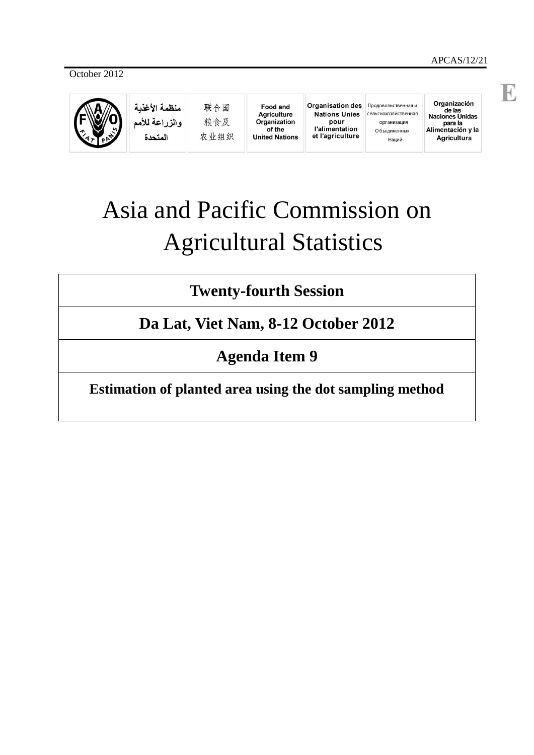APCAS/12/21

October 2012

E

| منظمة الأغذية والزراعة للأمم المتحدة | 联合国粮食及农业组织 | Food and Agriculture Organization of the United Nations | Organisation des Nations Unies pour l'alimentation et l'agriculture | Продовольственная и сельскохозяйственная организация Объединенных Наций | Organización de las Naciones Unidas para la Alimentación y la Agricultura |
|---|---|---|---|---|---|

# Asia and Pacific Commission on Agricultural Statistics

| Twenty-fourth Session |
|---|
| **Da Lat, Viet Nam, 8-12 October 2012** |
| **Agenda Item 9** |
| **Estimation of planted area using the dot sampling method** |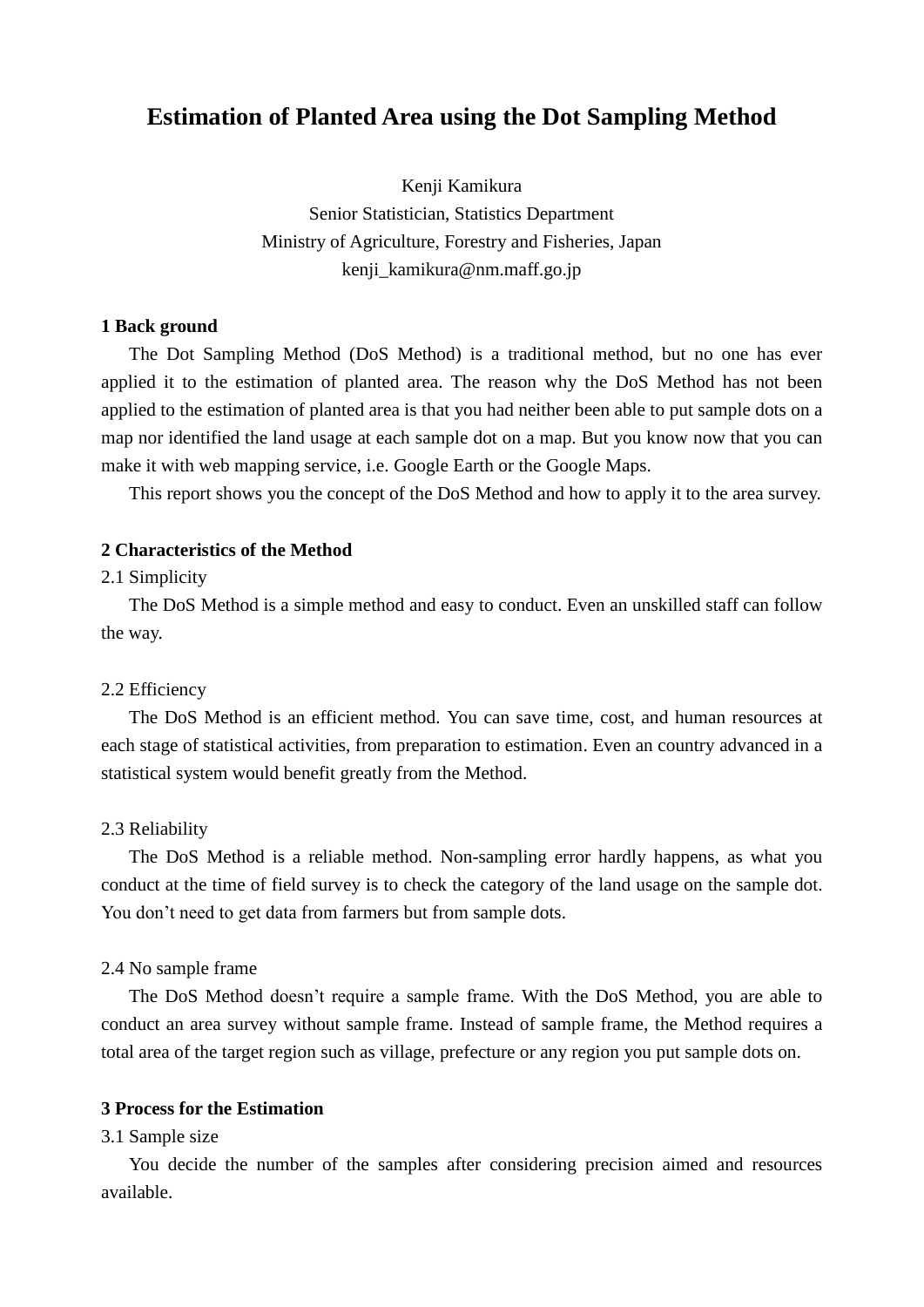# Estimation of Planted Area using the Dot Sampling Method

Kenji Kamikura
Senior Statistician, Statistics Department
Ministry of Agriculture, Forestry and Fisheries, Japan
kenji_kamikura@nm.maff.go.jp

## 1 Back ground

The Dot Sampling Method (DoS Method) is a traditional method, but no one has ever applied it to the estimation of planted area. The reason why the DoS Method has not been applied to the estimation of planted area is that you had neither been able to put sample dots on a map nor identified the land usage at each sample dot on a map. But you know now that you can make it with web mapping service, i.e. Google Earth or the Google Maps.

This report shows you the concept of the DoS Method and how to apply it to the area survey.

## 2 Characteristics of the Method

### 2.1 Simplicity

The DoS Method is a simple method and easy to conduct. Even an unskilled staff can follow the way.

### 2.2 Efficiency

The DoS Method is an efficient method. You can save time, cost, and human resources at each stage of statistical activities, from preparation to estimation. Even an country advanced in a statistical system would benefit greatly from the Method.

### 2.3 Reliability

The DoS Method is a reliable method. Non-sampling error hardly happens, as what you conduct at the time of field survey is to check the category of the land usage on the sample dot. You don't need to get data from farmers but from sample dots.

### 2.4 No sample frame

The DoS Method doesn't require a sample frame. With the DoS Method, you are able to conduct an area survey without sample frame. Instead of sample frame, the Method requires a total area of the target region such as village, prefecture or any region you put sample dots on.

## 3 Process for the Estimation

### 3.1 Sample size

You decide the number of the samples after considering precision aimed and resources available.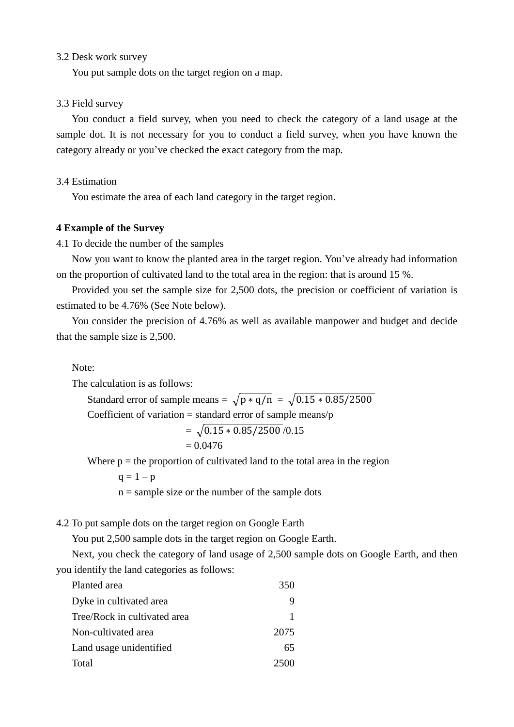3.2 Desk work survey

You put sample dots on the target region on a map.

3.3 Field survey

You conduct a field survey, when you need to check the category of a land usage at the sample dot. It is not necessary for you to conduct a field survey, when you have known the category already or you've checked the exact category from the map.

3.4 Estimation

You estimate the area of each land category in the target region.

**4 Example of the Survey**

4.1 To decide the number of the samples

Now you want to know the planted area in the target region. You've already had information on the proportion of cultivated land to the total area in the region: that is around 15 %.

Provided you set the sample size for 2,500 dots, the precision or coefficient of variation is estimated to be 4.76% (See Note below).

You consider the precision of 4.76% as well as available manpower and budget and decide that the sample size is 2,500.

Note:

The calculation is as follows:

Standard error of sample means = $\sqrt{p * q/n}$ = $\sqrt{0.15 * 0.85/2500}$

Coefficient of variation = standard error of sample means/p

= $\sqrt{0.15 * 0.85/2500}$/0.15

= 0.0476

Where p = the proportion of cultivated land to the total area in the region

q = 1 – p

n = sample size or the number of the sample dots

4.2 To put sample dots on the target region on Google Earth

You put 2,500 sample dots in the target region on Google Earth.

Next, you check the category of land usage of 2,500 sample dots on Google Earth, and then you identify the land categories as follows:

| | |
|---|---:|
| Planted area | 350 |
| Dyke in cultivated area | 9 |
| Tree/Rock in cultivated area | 1 |
| Non-cultivated area | 2075 |
| Land usage unidentified | 65 |
| Total | 2500 |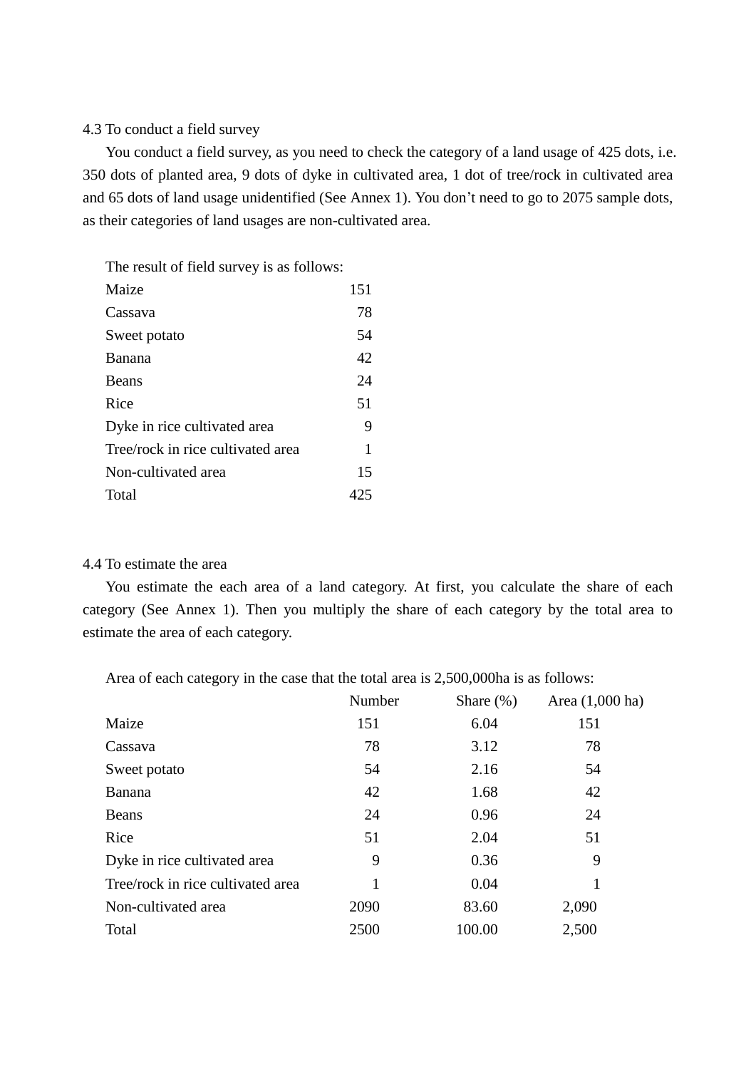### 4.3 To conduct a field survey

You conduct a field survey, as you need to check the category of a land usage of 425 dots, i.e. 350 dots of planted area, 9 dots of dyke in cultivated area, 1 dot of tree/rock in cultivated area and 65 dots of land usage unidentified (See Annex 1). You don't need to go to 2075 sample dots, as their categories of land usages are non-cultivated area.

The result of field survey is as follows:

| | |
|---|---|
| Maize | 151 |
| Cassava | 78 |
| Sweet potato | 54 |
| Banana | 42 |
| Beans | 24 |
| Rice | 51 |
| Dyke in rice cultivated area | 9 |
| Tree/rock in rice cultivated area | 1 |
| Non-cultivated area | 15 |
| Total | 425 |

### 4.4 To estimate the area

You estimate the each area of a land category. At first, you calculate the share of each category (See Annex 1). Then you multiply the share of each category by the total area to estimate the area of each category.

Area of each category in the case that the total area is 2,500,000ha is as follows:

| | Number | Share (%) | Area (1,000 ha) |
|---|---|---|---|
| Maize | 151 | 6.04 | 151 |
| Cassava | 78 | 3.12 | 78 |
| Sweet potato | 54 | 2.16 | 54 |
| Banana | 42 | 1.68 | 42 |
| Beans | 24 | 0.96 | 24 |
| Rice | 51 | 2.04 | 51 |
| Dyke in rice cultivated area | 9 | 0.36 | 9 |
| Tree/rock in rice cultivated area | 1 | 0.04 | 1 |
| Non-cultivated area | 2090 | 83.60 | 2,090 |
| Total | 2500 | 100.00 | 2,500 |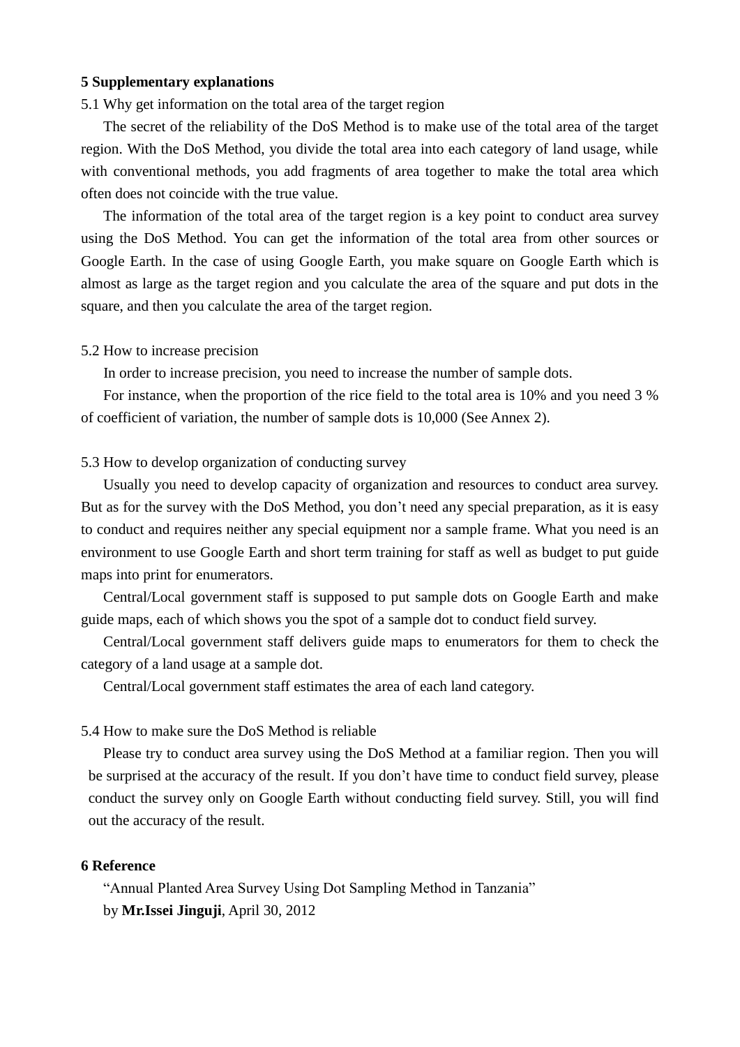## 5 Supplementary explanations

5.1 Why get information on the total area of the target region

The secret of the reliability of the DoS Method is to make use of the total area of the target region. With the DoS Method, you divide the total area into each category of land usage, while with conventional methods, you add fragments of area together to make the total area which often does not coincide with the true value.

The information of the total area of the target region is a key point to conduct area survey using the DoS Method. You can get the information of the total area from other sources or Google Earth. In the case of using Google Earth, you make square on Google Earth which is almost as large as the target region and you calculate the area of the square and put dots in the square, and then you calculate the area of the target region.

5.2 How to increase precision

In order to increase precision, you need to increase the number of sample dots.

For instance, when the proportion of the rice field to the total area is 10% and you need 3 % of coefficient of variation, the number of sample dots is 10,000 (See Annex 2).

5.3 How to develop organization of conducting survey

Usually you need to develop capacity of organization and resources to conduct area survey. But as for the survey with the DoS Method, you don't need any special preparation, as it is easy to conduct and requires neither any special equipment nor a sample frame. What you need is an environment to use Google Earth and short term training for staff as well as budget to put guide maps into print for enumerators.

Central/Local government staff is supposed to put sample dots on Google Earth and make guide maps, each of which shows you the spot of a sample dot to conduct field survey.

Central/Local government staff delivers guide maps to enumerators for them to check the category of a land usage at a sample dot.

Central/Local government staff estimates the area of each land category.

5.4 How to make sure the DoS Method is reliable

Please try to conduct area survey using the DoS Method at a familiar region. Then you will be surprised at the accuracy of the result. If you don't have time to conduct field survey, please conduct the survey only on Google Earth without conducting field survey. Still, you will find out the accuracy of the result.

## 6 Reference

"Annual Planted Area Survey Using Dot Sampling Method in Tanzania"
by **Mr.Issei Jinguji**, April 30, 2012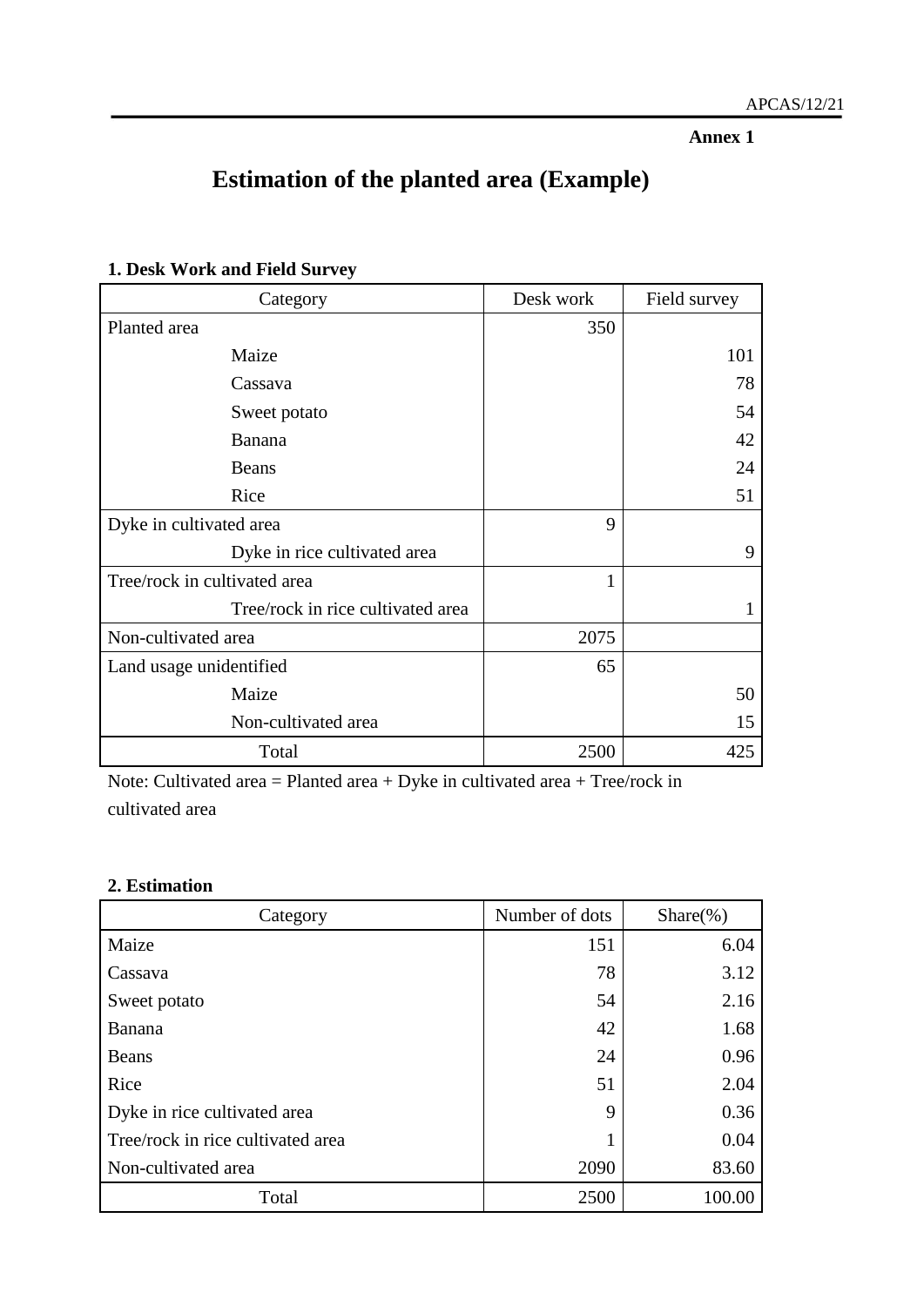**Annex 1**

# Estimation of the planted area (Example)

### 1. Desk Work and Field Survey

| Category | Desk work | Field survey |
|---|---|---|
| Planted area | 350 | |
| Maize | | 101 |
| Cassava | | 78 |
| Sweet potato | | 54 |
| Banana | | 42 |
| Beans | | 24 |
| Rice | | 51 |
| Dyke in cultivated area | 9 | |
| Dyke in rice cultivated area | | 9 |
| Tree/rock in cultivated area | 1 | |
| Tree/rock in rice cultivated area | | 1 |
| Non-cultivated area | 2075 | |
| Land usage unidentified | 65 | |
| Maize | | 50 |
| Non-cultivated area | | 15 |
| Total | 2500 | 425 |

Note: Cultivated area = Planted area + Dyke in cultivated area + Tree/rock in cultivated area

### 2. Estimation

| Category | Number of dots | Share(%) |
|---|---|---|
| Maize | 151 | 6.04 |
| Cassava | 78 | 3.12 |
| Sweet potato | 54 | 2.16 |
| Banana | 42 | 1.68 |
| Beans | 24 | 0.96 |
| Rice | 51 | 2.04 |
| Dyke in rice cultivated area | 9 | 0.36 |
| Tree/rock in rice cultivated area | 1 | 0.04 |
| Non-cultivated area | 2090 | 83.60 |
| Total | 2500 | 100.00 |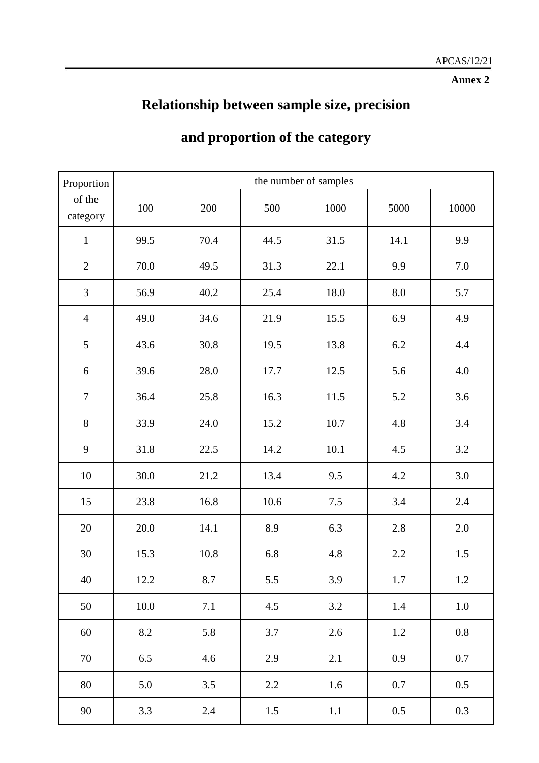**Annex 2**

# Relationship between sample size, precision and proportion of the category

| Proportion of the category | the number of samples | | | | | |
|---|---|---|---|---|---|---|
| | 100 | 200 | 500 | 1000 | 5000 | 10000 |
| 1 | 99.5 | 70.4 | 44.5 | 31.5 | 14.1 | 9.9 |
| 2 | 70.0 | 49.5 | 31.3 | 22.1 | 9.9 | 7.0 |
| 3 | 56.9 | 40.2 | 25.4 | 18.0 | 8.0 | 5.7 |
| 4 | 49.0 | 34.6 | 21.9 | 15.5 | 6.9 | 4.9 |
| 5 | 43.6 | 30.8 | 19.5 | 13.8 | 6.2 | 4.4 |
| 6 | 39.6 | 28.0 | 17.7 | 12.5 | 5.6 | 4.0 |
| 7 | 36.4 | 25.8 | 16.3 | 11.5 | 5.2 | 3.6 |
| 8 | 33.9 | 24.0 | 15.2 | 10.7 | 4.8 | 3.4 |
| 9 | 31.8 | 22.5 | 14.2 | 10.1 | 4.5 | 3.2 |
| 10 | 30.0 | 21.2 | 13.4 | 9.5 | 4.2 | 3.0 |
| 15 | 23.8 | 16.8 | 10.6 | 7.5 | 3.4 | 2.4 |
| 20 | 20.0 | 14.1 | 8.9 | 6.3 | 2.8 | 2.0 |
| 30 | 15.3 | 10.8 | 6.8 | 4.8 | 2.2 | 1.5 |
| 40 | 12.2 | 8.7 | 5.5 | 3.9 | 1.7 | 1.2 |
| 50 | 10.0 | 7.1 | 4.5 | 3.2 | 1.4 | 1.0 |
| 60 | 8.2 | 5.8 | 3.7 | 2.6 | 1.2 | 0.8 |
| 70 | 6.5 | 4.6 | 2.9 | 2.1 | 0.9 | 0.7 |
| 80 | 5.0 | 3.5 | 2.2 | 1.6 | 0.7 | 0.5 |
| 90 | 3.3 | 2.4 | 1.5 | 1.1 | 0.5 | 0.3 |